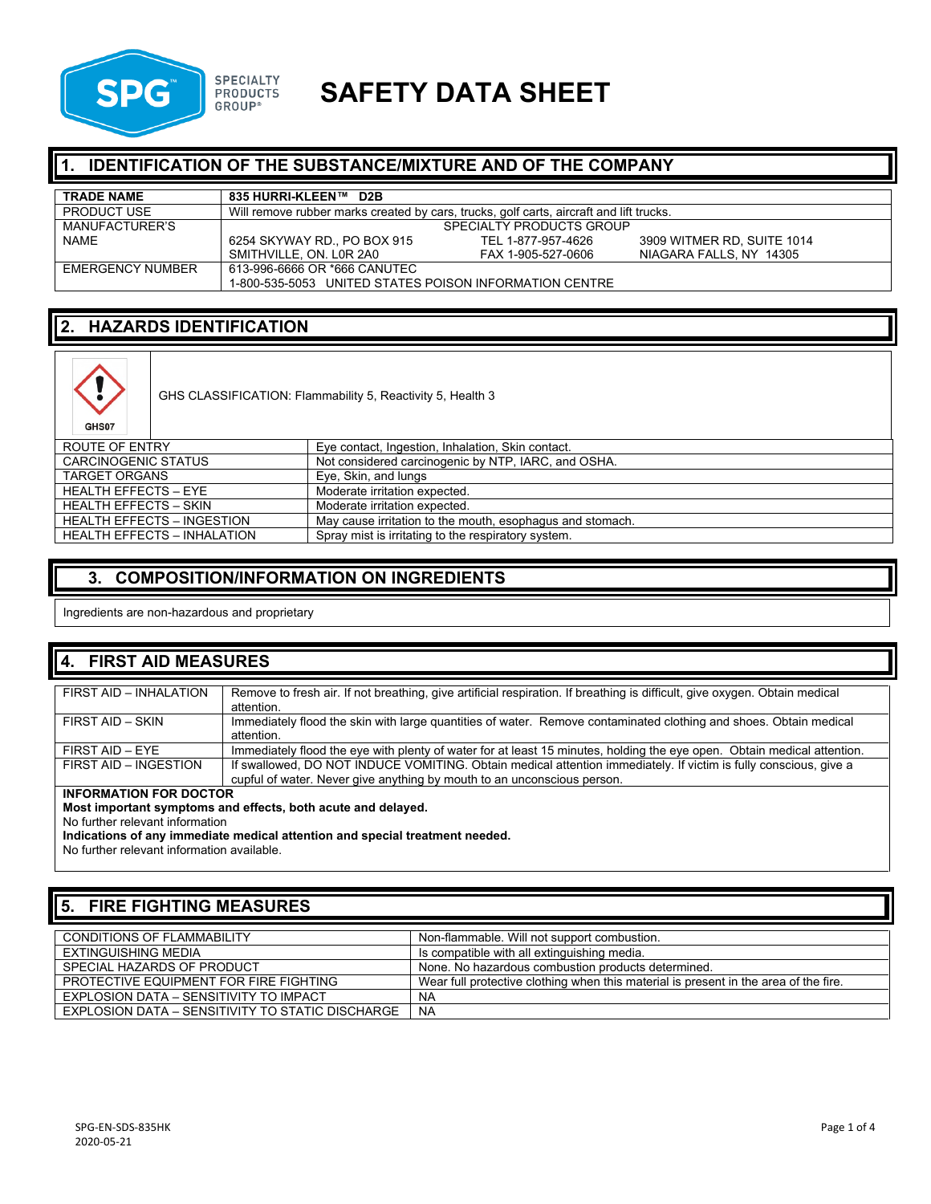SPG SPECIALTY PRODUCTS GROUP®

# SAFETY DATA SHEET

## 1. IDENTIFICATION OF THE SUBSTANCE/MIXTURE AND OF THE COMPANY

| **TRADE NAME** | **835 HURRI-KLEEN™ D2B** | | |
|---|---|---|---|
| PRODUCT USE | Will remove rubber marks created by cars, trucks, golf carts, aircraft and lift trucks. | | |
| MANUFACTURER'S NAME | SPECIALTY PRODUCTS GROUP<br>6254 SKYWAY RD., PO BOX 915<br>SMITHVILLE, ON. L0R 2A0 | TEL 1-877-957-4626<br>FAX 1-905-527-0606 | 3909 WITMER RD, SUITE 1014<br>NIAGARA FALLS, NY 14305 |
| EMERGENCY NUMBER | 613-996-6666 OR *666 CANUTEC<br>1-800-535-5053 UNITED STATES POISON INFORMATION CENTRE | | |

## 2. HAZARDS IDENTIFICATION

GHS07

GHS CLASSIFICATION: Flammability 5, Reactivity 5, Health 3

| ROUTE OF ENTRY | Eye contact, Ingestion, Inhalation, Skin contact. |
|---|---|
| CARCINOGENIC STATUS | Not considered carcinogenic by NTP, IARC, and OSHA. |
| TARGET ORGANS | Eye, Skin, and lungs |
| HEALTH EFFECTS – EYE | Moderate irritation expected. |
| HEALTH EFFECTS – SKIN | Moderate irritation expected. |
| HEALTH EFFECTS – INGESTION | May cause irritation to the mouth, esophagus and stomach. |
| HEALTH EFFECTS – INHALATION | Spray mist is irritating to the respiratory system. |

## 3. COMPOSITION/INFORMATION ON INGREDIENTS

Ingredients are non-hazardous and proprietary

## 4. FIRST AID MEASURES

| FIRST AID – INHALATION | Remove to fresh air. If not breathing, give artificial respiration. If breathing is difficult, give oxygen. Obtain medical attention. |
|---|---|
| FIRST AID – SKIN | Immediately flood the skin with large quantities of water. Remove contaminated clothing and shoes. Obtain medical attention. |
| FIRST AID – EYE | Immediately flood the eye with plenty of water for at least 15 minutes, holding the eye open. Obtain medical attention. |
| FIRST AID – INGESTION | If swallowed, DO NOT INDUCE VOMITING. Obtain medical attention immediately. If victim is fully conscious, give a cupful of water. Never give anything by mouth to an unconscious person. |

**INFORMATION FOR DOCTOR**

**Most important symptoms and effects, both acute and delayed.**

No further relevant information

**Indications of any immediate medical attention and special treatment needed.**

No further relevant information available.

## 5. FIRE FIGHTING MEASURES

| CONDITIONS OF FLAMMABILITY | Non-flammable. Will not support combustion. |
|---|---|
| EXTINGUISHING MEDIA | Is compatible with all extinguishing media. |
| SPECIAL HAZARDS OF PRODUCT | None. No hazardous combustion products determined. |
| PROTECTIVE EQUIPMENT FOR FIRE FIGHTING | Wear full protective clothing when this material is present in the area of the fire. |
| EXPLOSION DATA – SENSITIVITY TO IMPACT | NA |
| EXPLOSION DATA – SENSITIVITY TO STATIC DISCHARGE | NA |

SPG-EN-SDS-835HK
2020-05-21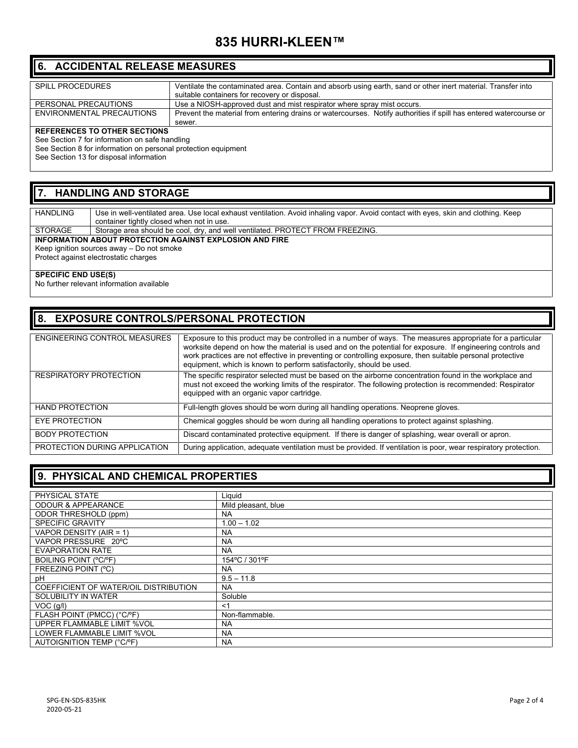# 835 HURRI-KLEEN™

## 6. ACCIDENTAL RELEASE MEASURES

| | |
|---|---|
| SPILL PROCEDURES | Ventilate the contaminated area. Contain and absorb using earth, sand or other inert material. Transfer into suitable containers for recovery or disposal. |
| PERSONAL PRECAUTIONS | Use a NIOSH-approved dust and mist respirator where spray mist occurs. |
| ENVIRONMENTAL PRECAUTIONS | Prevent the material from entering drains or watercourses. Notify authorities if spill has entered watercourse or sewer. |

**REFERENCES TO OTHER SECTIONS**

See Section 7 for information on safe handling
See Section 8 for information on personal protection equipment
See Section 13 for disposal information

## 7. HANDLING AND STORAGE

| | |
|---|---|
| HANDLING | Use in well-ventilated area. Use local exhaust ventilation. Avoid inhaling vapor. Avoid contact with eyes, skin and clothing. Keep container tightly closed when not in use. |
| STORAGE | Storage area should be cool, dry, and well ventilated. PROTECT FROM FREEZING. |

**INFORMATION ABOUT PROTECTION AGAINST EXPLOSION AND FIRE**

Keep ignition sources away – Do not smoke
Protect against electrostatic charges

**SPECIFIC END USE(S)**

No further relevant information available

## 8. EXPOSURE CONTROLS/PERSONAL PROTECTION

| | |
|---|---|
| ENGINEERING CONTROL MEASURES | Exposure to this product may be controlled in a number of ways. The measures appropriate for a particular worksite depend on how the material is used and on the potential for exposure. If engineering controls and work practices are not effective in preventing or controlling exposure, then suitable personal protective equipment, which is known to perform satisfactorily, should be used. |
| RESPIRATORY PROTECTION | The specific respirator selected must be based on the airborne concentration found in the workplace and must not exceed the working limits of the respirator. The following protection is recommended: Respirator equipped with an organic vapor cartridge. |
| HAND PROTECTION | Full-length gloves should be worn during all handling operations. Neoprene gloves. |
| EYE PROTECTION | Chemical goggles should be worn during all handling operations to protect against splashing. |
| BODY PROTECTION | Discard contaminated protective equipment. If there is danger of splashing, wear overall or apron. |
| PROTECTION DURING APPLICATION | During application, adequate ventilation must be provided. If ventilation is poor, wear respiratory protection. |

## 9. PHYSICAL AND CHEMICAL PROPERTIES

| | |
|---|---|
| PHYSICAL STATE | Liquid |
| ODOUR & APPEARANCE | Mild pleasant, blue |
| ODOR THRESHOLD (ppm) | NA |
| SPECIFIC GRAVITY | 1.00 – 1.02 |
| VAPOR DENSITY (AIR = 1) | NA |
| VAPOR PRESSURE 20ºC | NA |
| EVAPORATION RATE | NA |
| BOILING POINT (ºC/ºF) | 154ºC / 301ºF |
| FREEZING POINT (ºC) | NA |
| pH | 9.5 – 11.8 |
| COEFFICIENT OF WATER/OIL DISTRIBUTION | NA |
| SOLUBILITY IN WATER | Soluble |
| VOC (g/l) | <1 |
| FLASH POINT (PMCC) (°C/ºF) | Non-flammable. |
| UPPER FLAMMABLE LIMIT %VOL | NA |
| LOWER FLAMMABLE LIMIT %VOL | NA |
| AUTOIGNITION TEMP (°C/ºF) | NA |

SPG-EN-SDS-835HK
2020-05-21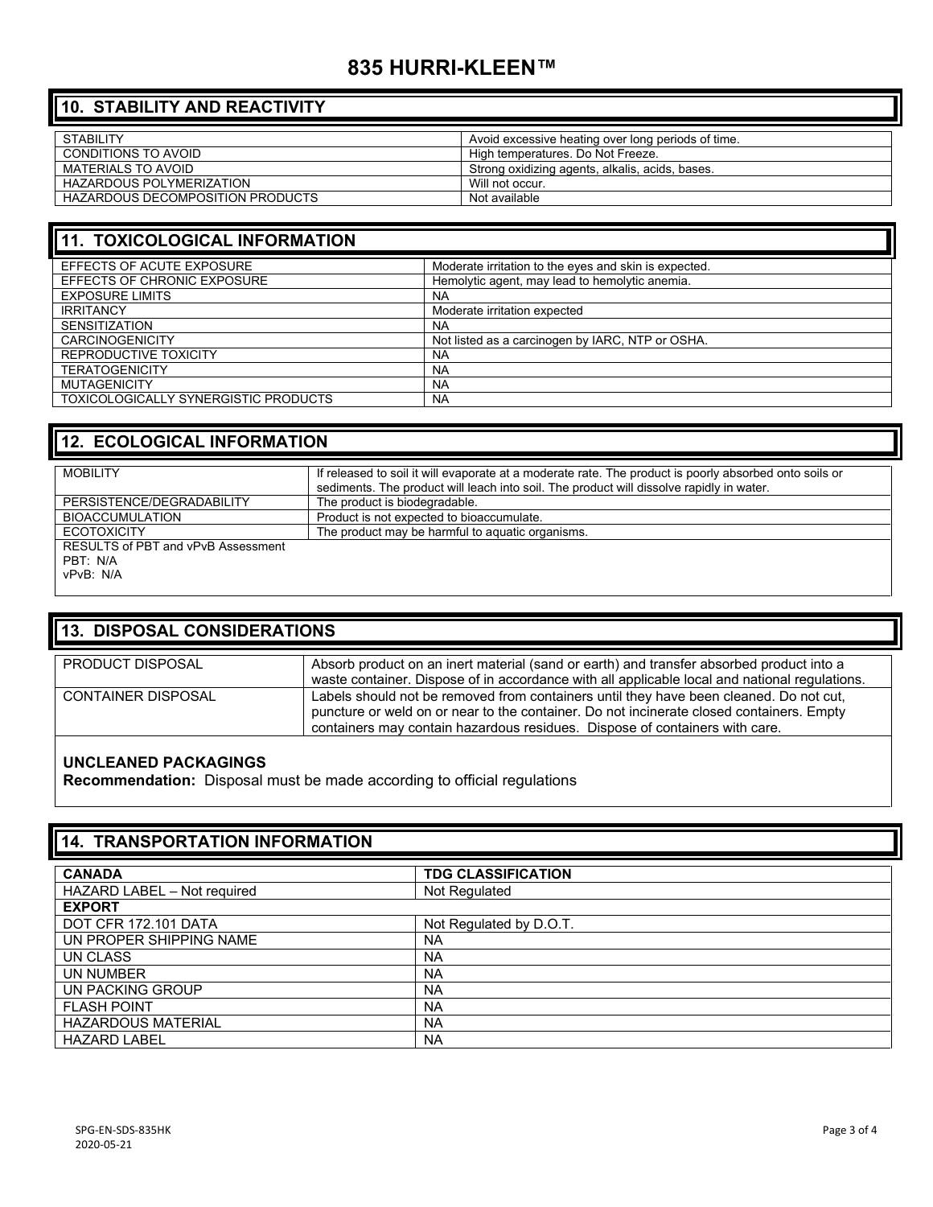# 835 HURRI-KLEEN™

## 10. STABILITY AND REACTIVITY

| | |
|---|---|
| STABILITY | Avoid excessive heating over long periods of time. |
| CONDITIONS TO AVOID | High temperatures. Do Not Freeze. |
| MATERIALS TO AVOID | Strong oxidizing agents, alkalis, acids, bases. |
| HAZARDOUS POLYMERIZATION | Will not occur. |
| HAZARDOUS DECOMPOSITION PRODUCTS | Not available |

## 11. TOXICOLOGICAL INFORMATION

| | |
|---|---|
| EFFECTS OF ACUTE EXPOSURE | Moderate irritation to the eyes and skin is expected. |
| EFFECTS OF CHRONIC EXPOSURE | Hemolytic agent, may lead to hemolytic anemia. |
| EXPOSURE LIMITS | NA |
| IRRITANCY | Moderate irritation expected |
| SENSITIZATION | NA |
| CARCINOGENICITY | Not listed as a carcinogen by IARC, NTP or OSHA. |
| REPRODUCTIVE TOXICITY | NA |
| TERATOGENICITY | NA |
| MUTAGENICITY | NA |
| TOXICOLOGICALLY SYNERGISTIC PRODUCTS | NA |

## 12. ECOLOGICAL INFORMATION

| | |
|---|---|
| MOBILITY | If released to soil it will evaporate at a moderate rate. The product is poorly absorbed onto soils or sediments. The product will leach into soil. The product will dissolve rapidly in water. |
| PERSISTENCE/DEGRADABILITY | The product is biodegradable. |
| BIOACCUMULATION | Product is not expected to bioaccumulate. |
| ECOTOXICITY | The product may be harmful to aquatic organisms. |

RESULTS of PBT and vPvB Assessment
PBT: N/A
vPvB: N/A

## 13. DISPOSAL CONSIDERATIONS

| | |
|---|---|
| PRODUCT DISPOSAL | Absorb product on an inert material (sand or earth) and transfer absorbed product into a waste container. Dispose of in accordance with all applicable local and national regulations. |
| CONTAINER DISPOSAL | Labels should not be removed from containers until they have been cleaned. Do not cut, puncture or weld on or near to the container. Do not incinerate closed containers. Empty containers may contain hazardous residues. Dispose of containers with care. |

**UNCLEANED PACKAGINGS**
**Recommendation:** Disposal must be made according to official regulations

## 14. TRANSPORTATION INFORMATION

| **CANADA** | **TDG CLASSIFICATION** |
|---|---|
| HAZARD LABEL – Not required | Not Regulated |
| **EXPORT** | |
| DOT CFR 172.101 DATA | Not Regulated by D.O.T. |
| UN PROPER SHIPPING NAME | NA |
| UN CLASS | NA |
| UN NUMBER | NA |
| UN PACKING GROUP | NA |
| FLASH POINT | NA |
| HAZARDOUS MATERIAL | NA |
| HAZARD LABEL | NA |

SPG-EN-SDS-835HK
2020-05-21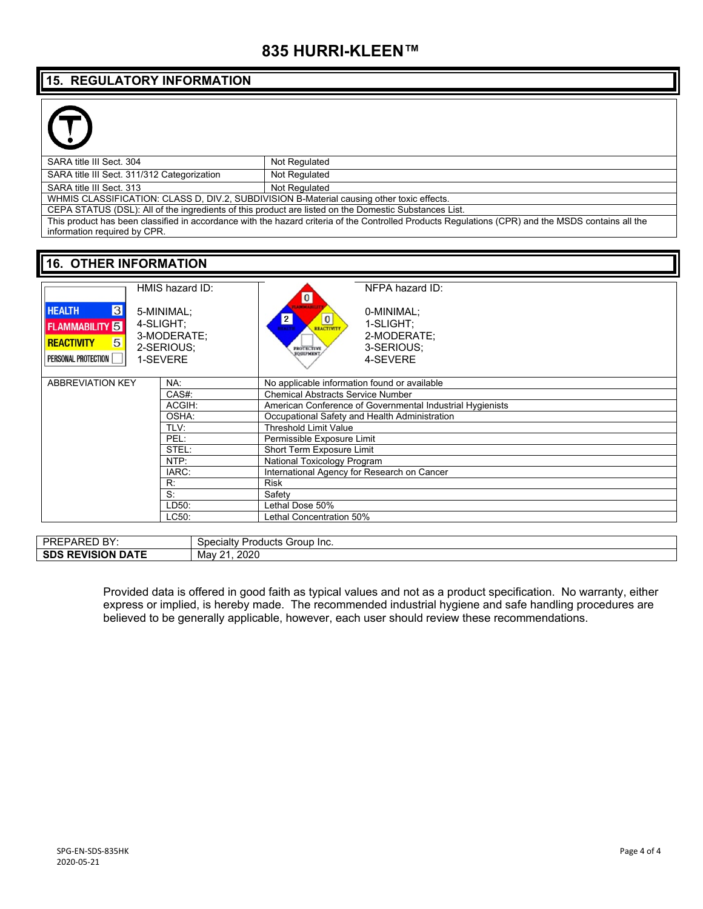# 835 HURRI-KLEEN™

## 15. REGULATORY INFORMATION

| | |
|---|---|
| SARA title III Sect. 304 | Not Regulated |
| SARA title III Sect. 311/312 Categorization | Not Regulated |
| SARA title III Sect. 313 | Not Regulated |

WHMIS CLASSIFICATION: CLASS D, DIV.2, SUBDIVISION B-Material causing other toxic effects.

CEPA STATUS (DSL): All of the ingredients of this product are listed on the Domestic Substances List.

This product has been classified in accordance with the hazard criteria of the Controlled Products Regulations (CPR) and the MSDS contains all the information required by CPR.

## 16. OTHER INFORMATION

HMIS hazard ID:

HEALTH 3
FLAMMABILITY 5
REACTIVITY 5
PERSONAL PROTECTION

5-MINIMAL;
4-SLIGHT;
3-MODERATE;
2-SERIOUS;
1-SEVERE

NFPA hazard ID:

FLAMMABILITY 0
HEALTH 2
REACTIVITY 0
PROTECTIVE EQUIPMENT

0-MINIMAL;
1-SLIGHT;
2-MODERATE;
3-SERIOUS;
4-SEVERE

| | | |
|---|---|---|
| ABBREVIATION KEY | NA: | No applicable information found or available |
| | CAS#: | Chemical Abstracts Service Number |
| | ACGIH: | American Conference of Governmental Industrial Hygienists |
| | OSHA: | Occupational Safety and Health Administration |
| | TLV: | Threshold Limit Value |
| | PEL: | Permissible Exposure Limit |
| | STEL: | Short Term Exposure Limit |
| | NTP: | National Toxicology Program |
| | IARC: | International Agency for Research on Cancer |
| | R: | Risk |
| | S: | Safety |
| | LD50: | Lethal Dose 50% |
| | LC50: | Lethal Concentration 50% |

| | |
|---|---|
| PREPARED BY: | Specialty Products Group Inc. |
| **SDS REVISION DATE** | May 21, 2020 |

Provided data is offered in good faith as typical values and not as a product specification. No warranty, either express or implied, is hereby made. The recommended industrial hygiene and safe handling procedures are believed to be generally applicable, however, each user should review these recommendations.

SPG-EN-SDS-835HK
2020-05-21